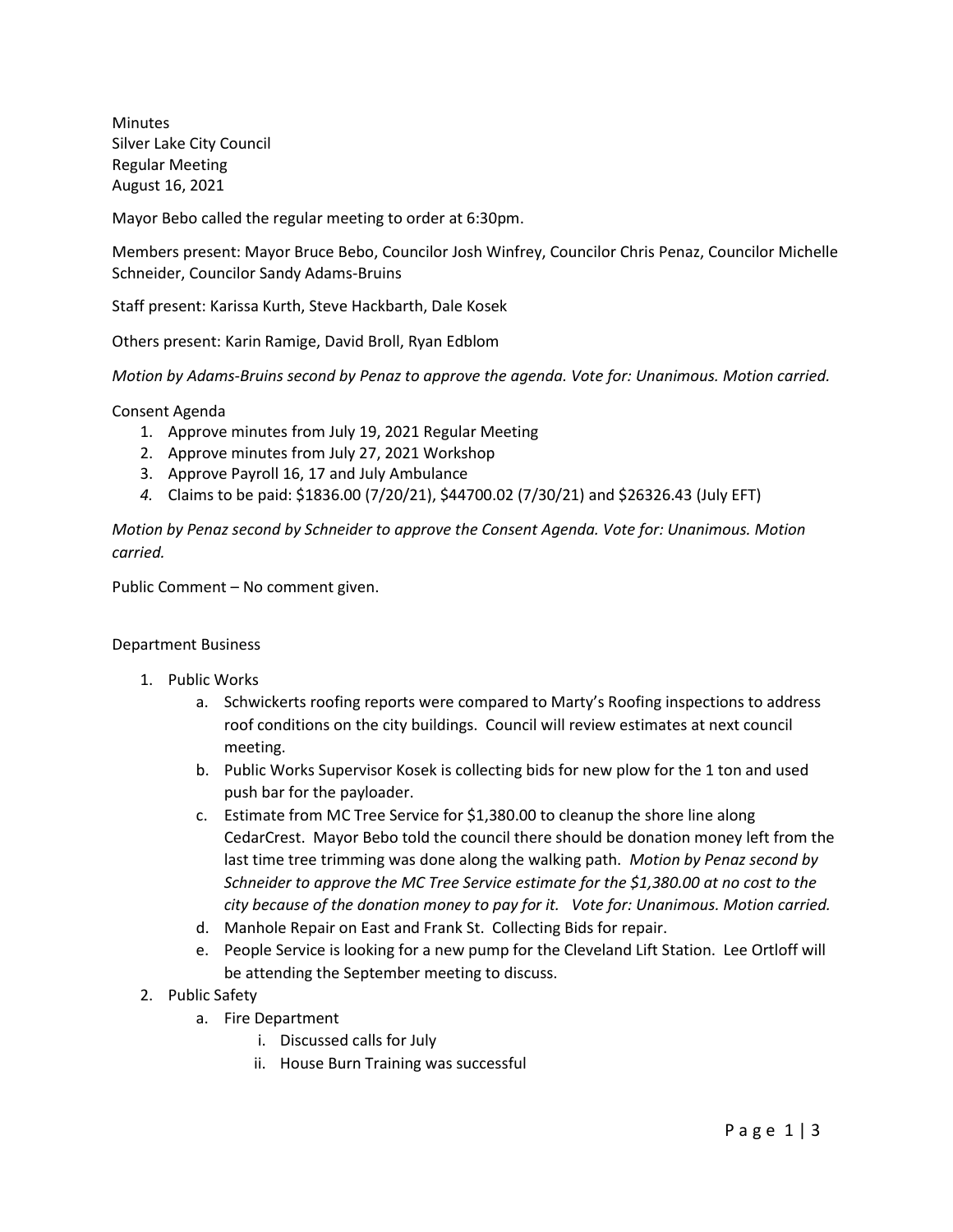Minutes
Silver Lake City Council
Regular Meeting
August 16, 2021

Mayor Bebo called the regular meeting to order at 6:30pm.

Members present: Mayor Bruce Bebo, Councilor Josh Winfrey, Councilor Chris Penaz, Councilor Michelle Schneider, Councilor Sandy Adams-Bruins

Staff present: Karissa Kurth, Steve Hackbarth, Dale Kosek

Others present: Karin Ramige, David Broll, Ryan Edblom

*Motion by Adams-Bruins second by Penaz to approve the agenda. Vote for: Unanimous. Motion carried.*

Consent Agenda

1. Approve minutes from July 19, 2021 Regular Meeting
2. Approve minutes from July 27, 2021 Workshop
3. Approve Payroll 16, 17 and July Ambulance
4. Claims to be paid: $1836.00 (7/20/21), $44700.02 (7/30/21) and $26326.43 (July EFT)

*Motion by Penaz second by Schneider to approve the Consent Agenda. Vote for: Unanimous. Motion carried.*

Public Comment – No comment given.

Department Business

1. Public Works
   a. Schwickerts roofing reports were compared to Marty's Roofing inspections to address roof conditions on the city buildings. Council will review estimates at next council meeting.
   b. Public Works Supervisor Kosek is collecting bids for new plow for the 1 ton and used push bar for the payloader.
   c. Estimate from MC Tree Service for $1,380.00 to cleanup the shore line along CedarCrest. Mayor Bebo told the council there should be donation money left from the last time tree trimming was done along the walking path. *Motion by Penaz second by Schneider to approve the MC Tree Service estimate for the $1,380.00 at no cost to the city because of the donation money to pay for it. Vote for: Unanimous. Motion carried.*
   d. Manhole Repair on East and Frank St. Collecting Bids for repair.
   e. People Service is looking for a new pump for the Cleveland Lift Station. Lee Ortloff will be attending the September meeting to discuss.
2. Public Safety
   a. Fire Department
      i. Discussed calls for July
      ii. House Burn Training was successful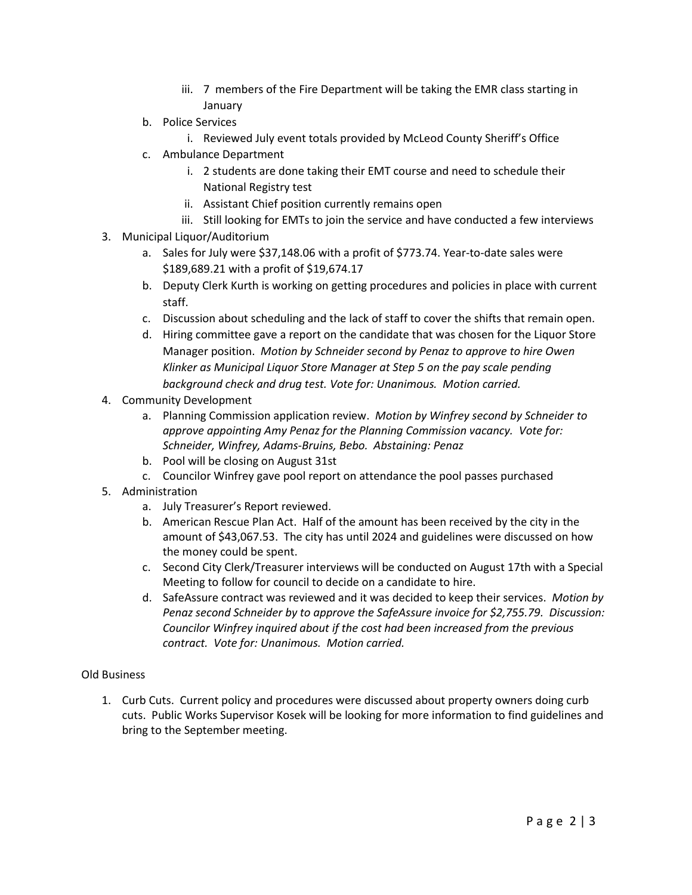iii. 7 members of the Fire Department will be taking the EMR class starting in January
   b. Police Services
      i. Reviewed July event totals provided by McLeod County Sheriff's Office
   c. Ambulance Department
      i. 2 students are done taking their EMT course and need to schedule their National Registry test
      ii. Assistant Chief position currently remains open
      iii. Still looking for EMTs to join the service and have conducted a few interviews
3. Municipal Liquor/Auditorium
   a. Sales for July were $37,148.06 with a profit of $773.74. Year-to-date sales were $189,689.21 with a profit of $19,674.17
   b. Deputy Clerk Kurth is working on getting procedures and policies in place with current staff.
   c. Discussion about scheduling and the lack of staff to cover the shifts that remain open.
   d. Hiring committee gave a report on the candidate that was chosen for the Liquor Store Manager position. *Motion by Schneider second by Penaz to approve to hire Owen Klinker as Municipal Liquor Store Manager at Step 5 on the pay scale pending background check and drug test. Vote for: Unanimous. Motion carried.*
4. Community Development
   a. Planning Commission application review. *Motion by Winfrey second by Schneider to approve appointing Amy Penaz for the Planning Commission vacancy. Vote for: Schneider, Winfrey, Adams-Bruins, Bebo. Abstaining: Penaz*
   b. Pool will be closing on August 31st
   c. Councilor Winfrey gave pool report on attendance the pool passes purchased
5. Administration
   a. July Treasurer's Report reviewed.
   b. American Rescue Plan Act. Half of the amount has been received by the city in the amount of $43,067.53. The city has until 2024 and guidelines were discussed on how the money could be spent.
   c. Second City Clerk/Treasurer interviews will be conducted on August 17th with a Special Meeting to follow for council to decide on a candidate to hire.
   d. SafeAssure contract was reviewed and it was decided to keep their services. *Motion by Penaz second Schneider by to approve the SafeAssure invoice for $2,755.79. Discussion: Councilor Winfrey inquired about if the cost had been increased from the previous contract. Vote for: Unanimous. Motion carried.*

Old Business

1. Curb Cuts. Current policy and procedures were discussed about property owners doing curb cuts. Public Works Supervisor Kosek will be looking for more information to find guidelines and bring to the September meeting.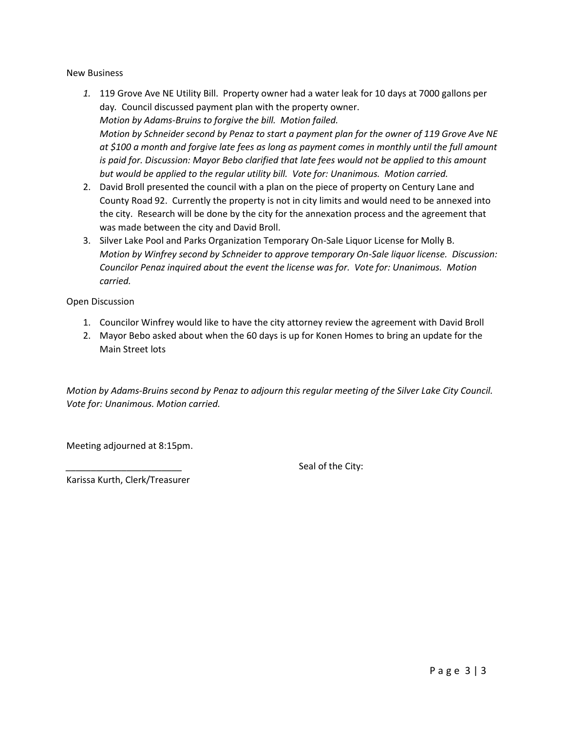New Business

1. 119 Grove Ave NE Utility Bill. Property owner had a water leak for 10 days at 7000 gallons per day. Council discussed payment plan with the property owner.
   *Motion by Adams-Bruins to forgive the bill. Motion failed.*
   *Motion by Schneider second by Penaz to start a payment plan for the owner of 119 Grove Ave NE at $100 a month and forgive late fees as long as payment comes in monthly until the full amount is paid for. Discussion: Mayor Bebo clarified that late fees would not be applied to this amount but would be applied to the regular utility bill. Vote for: Unanimous. Motion carried.*
2. David Broll presented the council with a plan on the piece of property on Century Lane and County Road 92. Currently the property is not in city limits and would need to be annexed into the city. Research will be done by the city for the annexation process and the agreement that was made between the city and David Broll.
3. Silver Lake Pool and Parks Organization Temporary On-Sale Liquor License for Molly B.
   *Motion by Winfrey second by Schneider to approve temporary On-Sale liquor license. Discussion: Councilor Penaz inquired about the event the license was for. Vote for: Unanimous. Motion carried.*

Open Discussion

1. Councilor Winfrey would like to have the city attorney review the agreement with David Broll
2. Mayor Bebo asked about when the 60 days is up for Konen Homes to bring an update for the Main Street lots

*Motion by Adams-Bruins second by Penaz to adjourn this regular meeting of the Silver Lake City Council. Vote for: Unanimous. Motion carried.*

Meeting adjourned at 8:15pm.

_______________________ Seal of the City:

Karissa Kurth, Clerk/Treasurer